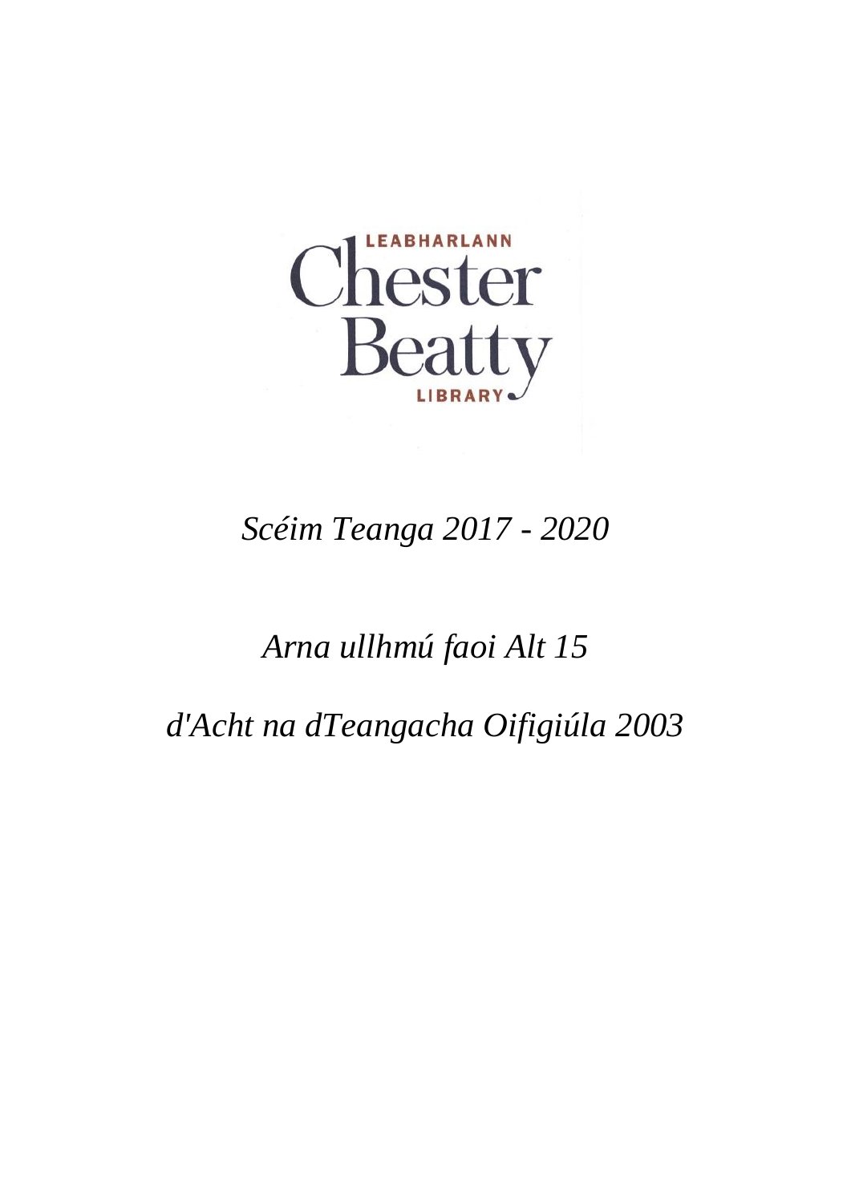LEABHARLANN

Chester Beatty

LIBRARY

*Scéim Teanga 2017 - 2020*

*Arna ullhmú faoi Alt 15*

*d'Acht na dTeangacha Oifigiúla 2003*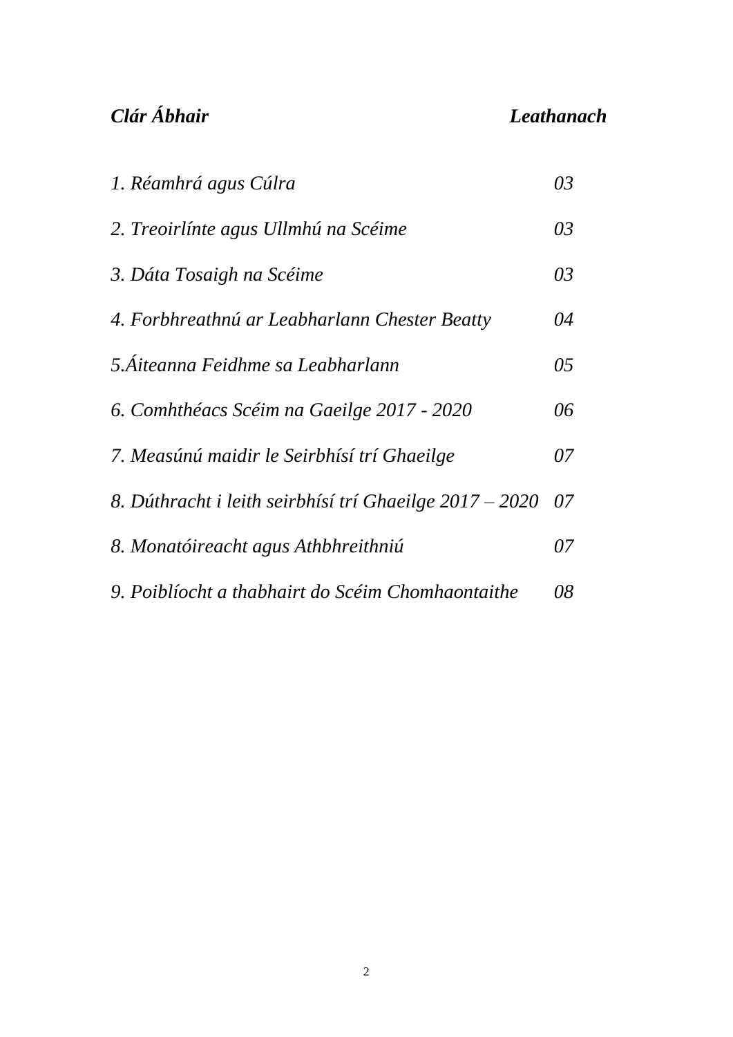| ***Clár Ábhair*** | ***Leathanach*** |
|---|---|
| *1. Réamhrá agus Cúlra* | *03* |
| *2. Treoirlínte agus Ullmhú na Scéime* | *03* |
| *3. Dáta Tosaigh na Scéime* | *03* |
| *4. Forbhreathnú ar Leabharlann Chester Beatty* | *04* |
| *5.Áiteanna Feidhme sa Leabharlann* | *05* |
| *6. Comhthéacs Scéim na Gaeilge 2017 - 2020* | *06* |
| *7. Measúnú maidir le Seirbhísí trí Ghaeilge* | *07* |
| *8. Dúthracht i leith seirbhísí trí Ghaeilge 2017 – 2020* | *07* |
| *8. Monatóireacht agus Athbhreithniú* | *07* |
| *9. Poiblíocht a thabhairt do Scéim Chomhaontaithe* | *08* |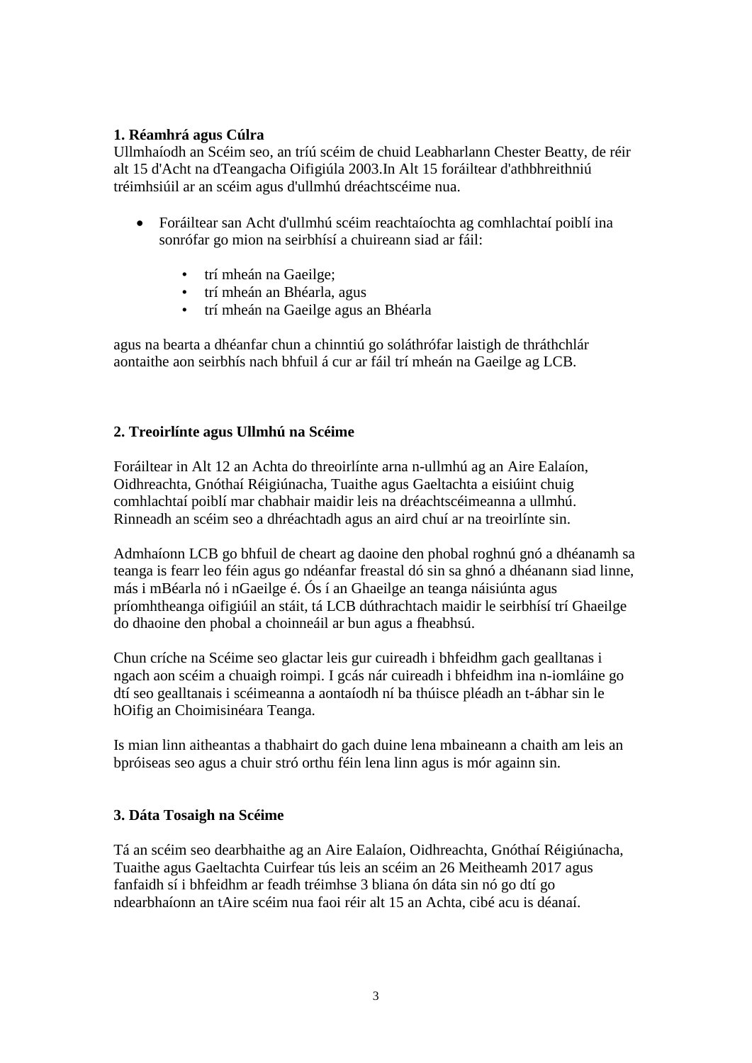**1. Réamhrá agus Cúlra**

Ullmhaíodh an Scéim seo, an tríú scéim de chuid Leabharlann Chester Beatty, de réir alt 15 d'Acht na dTeangacha Oifigiúla 2003.In Alt 15 foráiltear d'athbhreithniú tréimhsiúil ar an scéim agus d'ullmhú dréachtscéime nua.

- Foráiltear san Acht d'ullmhú scéim reachtaíochta ag comhlachtaí poiblí ina sonrófar go mion na seirbhísí a chuireann siad ar fáil:
    - trí mheán na Gaeilge;
    - trí mheán an Bhéarla, agus
    - trí mheán na Gaeilge agus an Bhéarla

agus na bearta a dhéanfar chun a chinntiú go soláthrófar laistigh de thráthchlár aontaithe aon seirbhís nach bhfuil á cur ar fáil trí mheán na Gaeilge ag LCB.

**2. Treoirlínte agus Ullmhú na Scéime**

Foráiltear in Alt 12 an Achta do threoirlínte arna n-ullmhú ag an Aire Ealaíon, Oidhreachta, Gnóthaí Réigiúnacha, Tuaithe agus Gaeltachta a eisiúint chuig comhlachtaí poiblí mar chabhair maidir leis na dréachtscéimeanna a ullmhú. Rinneadh an scéim seo a dhréachtadh agus an aird chuí ar na treoirlínte sin.

Admhaíonn LCB go bhfuil de cheart ag daoine den phobal roghnú gnó a dhéanamh sa teanga is fearr leo féin agus go ndéanfar freastal dó sin sa ghnó a dhéanann siad linne, más i mBéarla nó i nGaeilge é. Ós í an Ghaeilge an teanga náisiúnta agus príomhtheanga oifigiúil an stáit, tá LCB dúthrachtach maidir le seirbhísí trí Ghaeilge do dhaoine den phobal a choinneáil ar bun agus a fheabhsú.

Chun críche na Scéime seo glactar leis gur cuireadh i bhfeidhm gach gealltanas i ngach aon scéim a chuaigh roimpi. I gcás nár cuireadh i bhfeidhm ina n-iomláine go dtí seo gealltanais i scéimeanna a aontaíodh ní ba thúisce pléadh an t-ábhar sin le hOifig an Choimisinéara Teanga.

Is mian linn aitheantas a thabhairt do gach duine lena mbaineann a chaith am leis an bpróiseas seo agus a chuir stró orthu féin lena linn agus is mór againn sin.

**3. Dáta Tosaigh na Scéime**

Tá an scéim seo dearbhaithe ag an Aire Ealaíon, Oidhreachta, Gnóthaí Réigiúnacha, Tuaithe agus Gaeltachta Cuirfear tús leis an scéim an 26 Meitheamh 2017 agus fanfaidh sí i bhfeidhm ar feadh tréimhse 3 bliana ón dáta sin nó go dtí go ndearbhaíonn an tAire scéim nua faoi réir alt 15 an Achta, cibé acu is déanaí.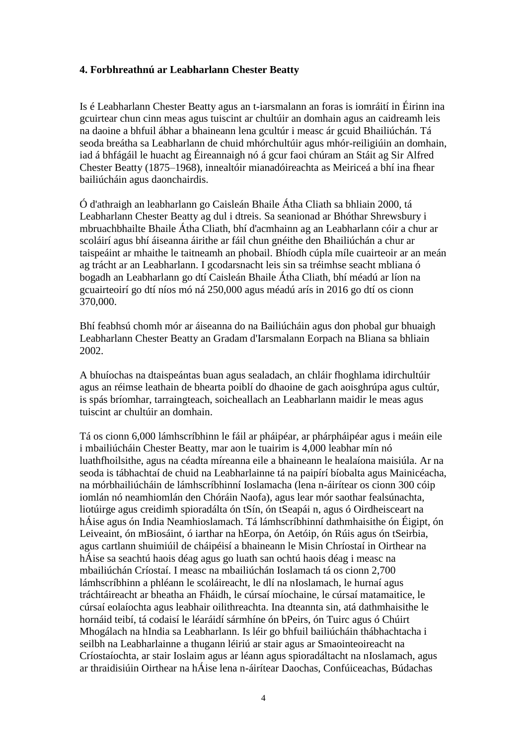**4. Forbhreathnú ar Leabharlann Chester Beatty**

Is é Leabharlann Chester Beatty agus an t-iarsmalann an foras is iomráití in Éirinn ina gcuirtear chun cinn meas agus tuiscint ar chultúir an domhain agus an caidreamh leis na daoine a bhfuil ábhar a bhaineann lena gcultúr i measc ár gcuid Bhailiúchán. Tá seoda breátha sa Leabharlann de chuid mhórchultúir agus mhór-reiligiúin an domhain, iad á bhfágáil le huacht ag Éireannaigh nó á gcur faoi chúram an Stáit ag Sir Alfred Chester Beatty (1875–1968), innealtóir mianadóireachta as Meiriceá a bhí ina fhear bailiúcháin agus daonchairdis.

Ó d'athraigh an leabharlann go Caisleán Bhaile Átha Cliath sa bhliain 2000, tá Leabharlann Chester Beatty ag dul i dtreis. Sa seanionad ar Bhóthar Shrewsbury i mbruachbhailte Bhaile Átha Cliath, bhí d'acmhainn ag an Leabharlann cóir a chur ar scoláirí agus bhí áiseanna áirithe ar fáil chun gnéithe den Bhailiúchán a chur ar taispeáint ar mhaithe le taitneamh an phobail. Bhíodh cúpla míle cuairteoir ar an meán ag trácht ar an Leabharlann. I gcodarsnacht leis sin sa tréimhse seacht mbliana ó bogadh an Leabharlann go dtí Caisleán Bhaile Átha Cliath, bhí méadú ar líon na gcuairteoirí go dtí níos mó ná 250,000 agus méadú arís in 2016 go dtí os cionn 370,000.

Bhí feabhsú chomh mór ar áiseanna do na Bailiúcháin agus don phobal gur bhuaigh Leabharlann Chester Beatty an Gradam d'Iarsmalann Eorpach na Bliana sa bhliain 2002.

A bhuíochas na dtaispeántas buan agus sealadach, an chláir fhoghlama idirchultúir agus an réimse leathain de bhearta poiblí do dhaoine de gach aoisghrúpa agus cultúr, is spás bríomhar, tarraingteach, soicheallach an Leabharlann maidir le meas agus tuiscint ar chultúir an domhain.

Tá os cionn 6,000 lámhscríbhinn le fáil ar pháipéar, ar phárpháipéar agus i meáin eile i mbailiúcháin Chester Beatty, mar aon le tuairim is 4,000 leabhar mín nó luathfhoilsithe, agus na céadta míreanna eile a bhaineann le healaíona maisiúla. Ar na seoda is tábhachtaí de chuid na Leabharlainne tá na paipírí bíobalta agus Mainicéacha, na mórbhailiúcháin de lámhscríbhinní Ioslamacha (lena n-áirítear os cionn 300 cóip iomlán nó neamhiomlán den Chóráin Naofa), agus lear mór saothar fealsúnachta, liotúirge agus creidimh spioradálta ón tSín, ón tSeapái n, agus ó Oirdheisceart na hÁise agus ón India Neamhioslamach. Tá lámhscríbhinní dathmhaisithe ón Éigipt, ón Leiveaint, ón mBiosáint, ó iarthar na hEorpa, ón Aetóip, ón Rúis agus ón tSeirbia, agus cartlann shuimiúil de cháipéisí a bhaineann le Misin Chríostaí in Oirthear na hÁise sa seachtú haois déag agus go luath san ochtú haois déag i measc na mbailiúchán Críostaí. I measc na mbailiúchán Ioslamach tá os cionn 2,700 lámhscríbhinn a phléann le scoláireacht, le dlí na nIoslamach, le hurnaí agus tráchtáireacht ar bheatha an Fháidh, le cúrsaí míochaine, le cúrsaí matamaitice, le cúrsaí eolaíochta agus leabhair oilithreachta. Ina dteannta sin, atá dathmhaisithe le hornáid teibí, tá codaisí le léaráidí sármhíne ón bPeirs, ón Tuirc agus ó Chúirt Mhogálach na hIndia sa Leabharlann. Is léir go bhfuil bailiúcháin thábhachtacha i seilbh na Leabharlainne a thugann léiriú ar stair agus ar Smaointeoireacht na Críostaíochta, ar stair Ioslaim agus ar léann agus spioradáltacht na nIoslamach, agus ar thraidisiúin Oirthear na hÁise lena n-áirítear Daochas, Confúiceachas, Búdachas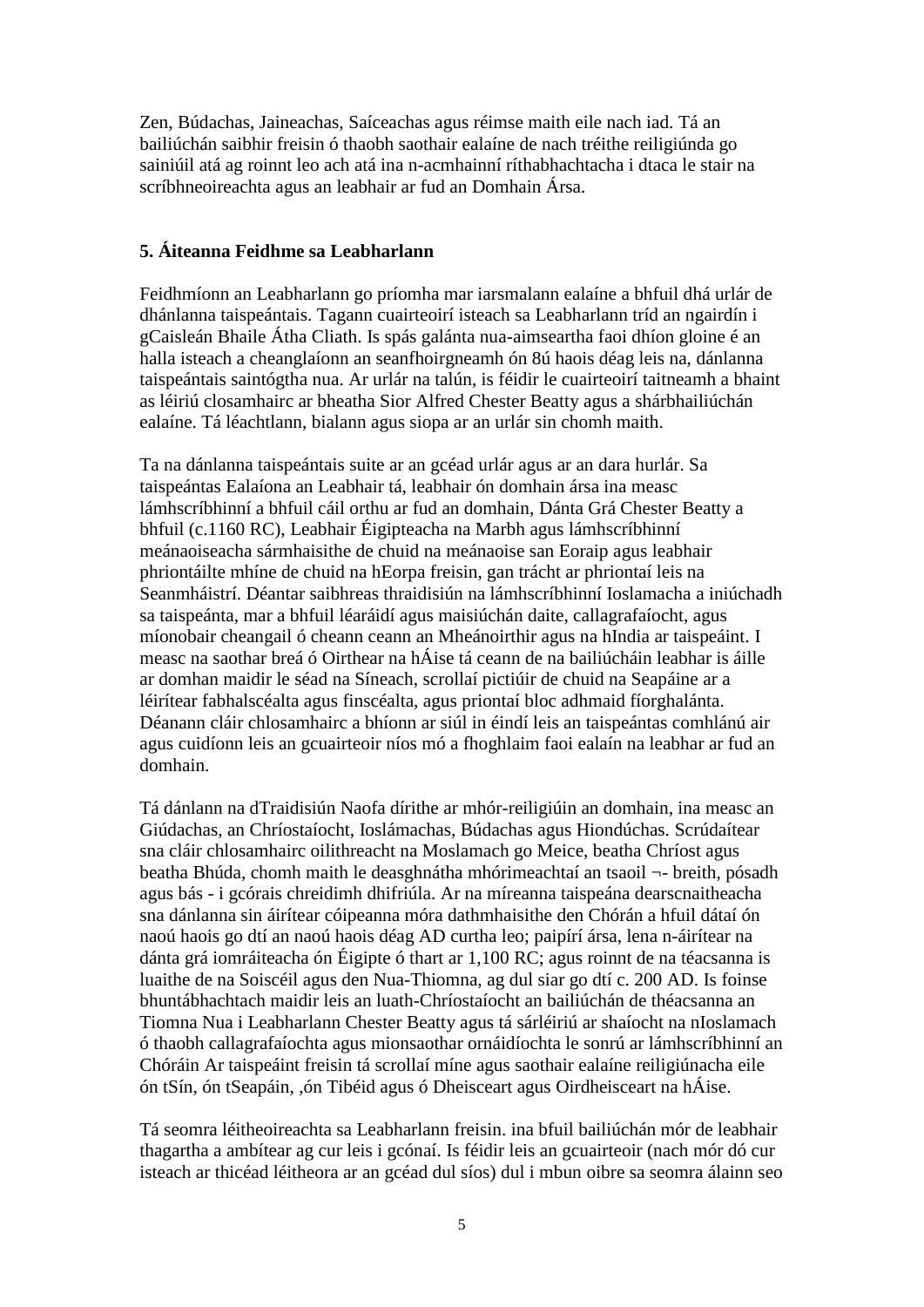Zen, Búdachas, Jaineachas, Saíceachas agus réimse maith eile nach iad. Tá an bailiúchán saibhir freisin ó thaobh saothair ealaíne de nach tréithe reiligiúnda go sainiúil atá ag roinnt leo ach atá ina n-acmhainní ríthabhachtacha i dtaca le stair na scríbhneoireachta agus an leabhair ar fud an Domhain Ársa.

### 5. Áiteanna Feidhme sa Leabharlann

Feidhmíonn an Leabharlann go príomha mar iarsmalann ealaíne a bhfuil dhá urlár de dhánlanna taispeántais. Tagann cuairteoirí isteach sa Leabharlann tríd an ngairdín i gCaisleán Bhaile Átha Cliath. Is spás galánta nua-aimseartha faoi dhíon gloine é an halla isteach a cheanglaíonn an seanfhoirgneamh ón 8ú haois déag leis na, dánlanna taispeántais saintógtha nua. Ar urlár na talún, is féidir le cuairteoirí taitneamh a bhaint as léiriú closamhairc ar bheatha Sior Alfred Chester Beatty agus a shárbhailiúchán ealaíne. Tá léachtlann, bialann agus siopa ar an urlár sin chomh maith.

Ta na dánlanna taispeántais suite ar an gcéad urlár agus ar an dara hurlár. Sa taispeántas Ealaíona an Leabhair tá, leabhair ón domhain ársa ina measc lámhscríbhinní a bhfuil cáil orthu ar fud an domhain, Dánta Grá Chester Beatty a bhfuil (c.1160 RC), Leabhair Éigipteacha na Marbh agus lámhscríbhinní meánaoiseacha sármhaisithe de chuid na meánaoise san Eoraip agus leabhair phriontáilte mhíne de chuid na hEorpa freisin, gan trácht ar phriontaí leis na Seanmháistrí. Déantar saibhreas thraidisiún na lámhscríbhinní Ioslamacha a iniúchadh sa taispeánta, mar a bhfuil léaráidí agus maisiúchán daite, callagrafaíocht, agus míonobair cheangail ó cheann ceann an Mheánoirthir agus na hIndia ar taispeáint. I measc na saothar breá ó Oirthear na hÁise tá ceann de na bailiúcháin leabhar is áille ar domhan maidir le séad na Síneach, scrollaí pictiúir de chuid na Seapáine ar a léirítear fabhalscéalta agus finscéalta, agus priontaí bloc adhmaid fíorghalánta. Déanann cláir chlosamhairc a bhíonn ar siúl in éindí leis an taispeántas comhlánú air agus cuidíonn leis an gcuairteoir níos mó a fhoghlaim faoi ealaín na leabhar ar fud an domhain.

Tá dánlann na dTraidisiún Naofa dírithe ar mhór-reiligiúin an domhain, ina measc an Giúdachas, an Chríostaíocht, Ioslámachas, Búdachas agus Hiondúchas. Scrúdaítear sna cláir chlosamhairc oilithreacht na Moslamach go Meice, beatha Chríost agus beatha Bhúda, chomh maith le deasghnátha mhórimeachtaí an tsaoil ¬- breith, pósadh agus bás - i gcórais chreidimh dhifriúla. Ar na míreanna taispeána dearscnaitheacha sna dánlanna sin áirítear cóipeanna móra dathmhaisithe den Chórán a hfuil dátaí ón naoú haois go dtí an naoú haois déag AD curtha leo; paipírí ársa, lena n-áirítear na dánta grá iomráiteacha ón Éigipte ó thart ar 1,100 RC; agus roinnt de na téacsanna is luaithe de na Soiscéil agus den Nua-Thiomna, ag dul siar go dtí c. 200 AD. Is foinse bhuntábhachtach maidir leis an luath-Chríostaíocht an bailiúchán de théacsanna an Tiomna Nua i Leabharlann Chester Beatty agus tá sárléiriú ar shaíocht na nIoslamach ó thaobh callagrafaíochta agus mionsaothar ornáidíochta le sonrú ar lámhscríbhinní an Chóráin Ar taispeáint freisin tá scrollaí míne agus saothair ealaíne reiligiúnacha eile ón tSín, ón tSeapáin, ,ón Tibéid agus ó Dheisceart agus Oirdheisceart na hÁise.

Tá seomra léitheoireachta sa Leabharlann freisin. ina bhfuil bailiúchán mór de leabhair thagartha a ambítear ag cur leis i gcónaí. Is féidir leis an gcuairteoir (nach mór dó cur isteach ar thicéad léitheora ar an gcéad dul síos) dul i mbun oibre sa seomra álainn seo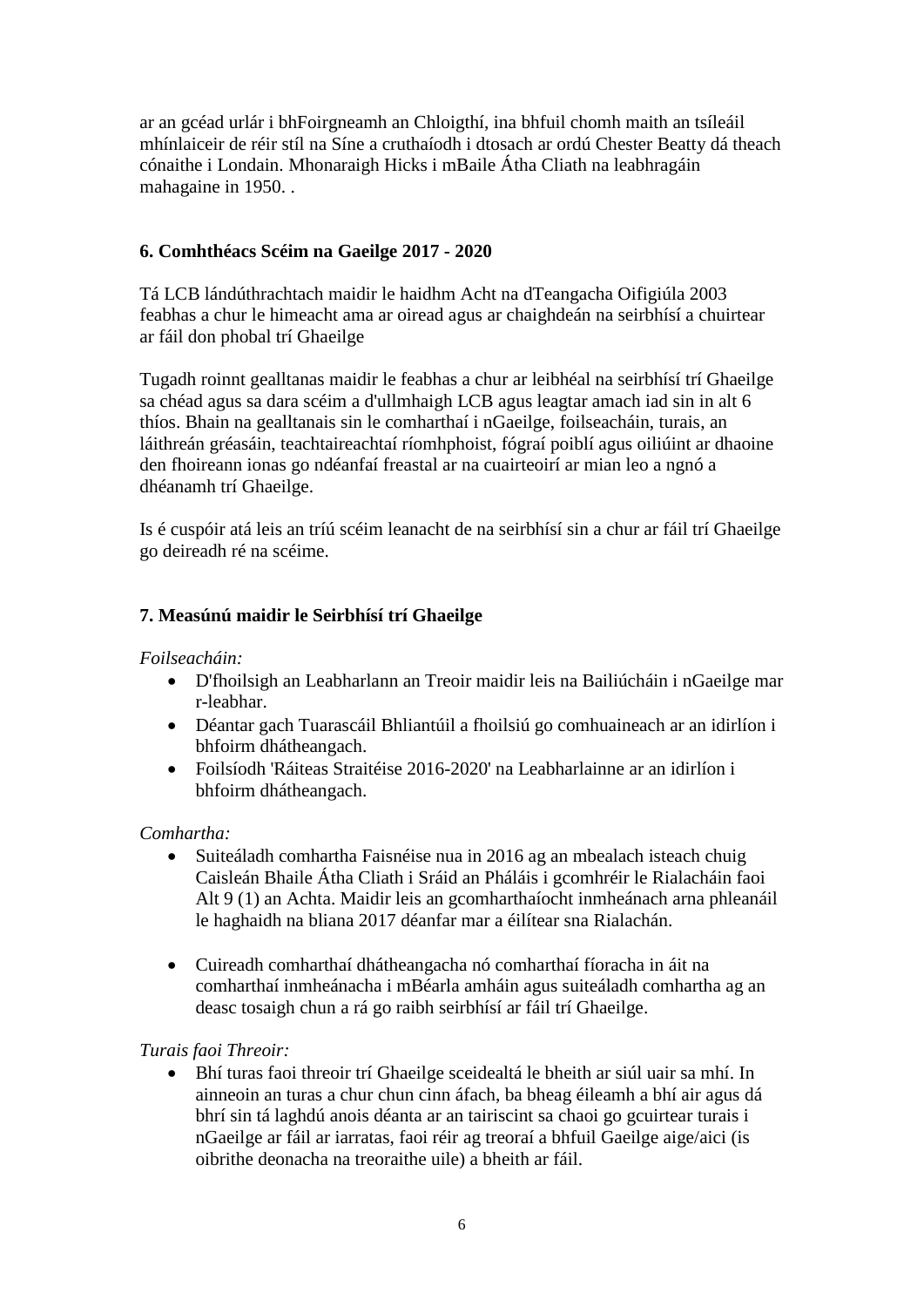ar an gcéad urlár i bhFoirgneamh an Chloigthí, ina bhfuil chomh maith an tsíleáil mhínlaiceir de réir stíl na Síne a cruthaíodh i dtosach ar ordú Chester Beatty dá theach cónaithe i Londain. Mhonaraigh Hicks i mBaile Átha Cliath na leabhragáin mahagaine in 1950. .

## 6. Comhthéacs Scéim na Gaeilge 2017 - 2020

Tá LCB lándúthrachtach maidir le haidhm Acht na dTeangacha Oifigiúla 2003 feabhas a chur le himeacht ama ar oiread agus ar chaighdeán na seirbhísí a chuirtear ar fáil don phobal trí Ghaeilge

Tugadh roinnt gealltanas maidir le feabhas a chur ar leibhéal na seirbhísí trí Ghaeilge sa chéad agus sa dara scéim a d'ullmhaigh LCB agus leagtar amach iad sin in alt 6 thíos. Bhain na gealltanais sin le comharthaí i nGaeilge, foilseacháin, turais, an láithreán gréasáin, teachtaireachtaí ríomhphoist, fógraí poiblí agus oiliúint ar dhaoine den fhoireann ionas go ndéanfaí freastal ar na cuairteoirí ar mian leo a ngnó a dhéanamh trí Ghaeilge.

Is é cuspóir atá leis an tríú scéim leanacht de na seirbhísí sin a chur ar fáil trí Ghaeilge go deireadh ré na scéime.

## 7. Measúnú maidir le Seirbhísí trí Ghaeilge

*Foilseacháin:*

- D'fhoilsigh an Leabharlann an Treoir maidir leis na Bailiúcháin i nGaeilge mar r-leabhar.
- Déantar gach Tuarascáil Bhliantúil a fhoilsiú go comhuaineach ar an idirlíon i bhfoirm dhátheangach.
- Foilsíodh 'Ráiteas Straitéise 2016-2020' na Leabharlainne ar an idirlíon i bhfoirm dhátheangach.

*Comhartha:*

- Suiteáladh comhartha Faisnéise nua in 2016 ag an mbealach isteach chuig Caisleán Bhaile Átha Cliath i Sráid an Pháláis i gcomhréir le Rialacháin faoi Alt 9 (1) an Achta. Maidir leis an gcomharthaíocht inmheánach arna phleanáil le haghaidh na bliana 2017 déanfar mar a éilítear sna Rialachán.

- Cuireadh comharthaí dhátheangacha nó comharthaí fíoracha in áit na comharthaí inmheánacha i mBéarla amháin agus suiteáladh comhartha ag an deasc tosaigh chun a rá go raibh seirbhísí ar fáil trí Ghaeilge.

*Turais faoi Threoir:*

- Bhí turas faoi threoir trí Ghaeilge sceidealtá le bheith ar siúl uair sa mhí. In ainneoin an turas a chur chun cinn áfach, ba bheag éileamh a bhí air agus dá bhrí sin tá laghdú anois déanta ar an tairiscint sa chaoi go gcuirtear turais i nGaeilge ar fáil ar iarratas, faoi réir ag treoraí a bhfuil Gaeilge aige/aici (is oibrithe deonacha na treoraithe uile) a bheith ar fáil.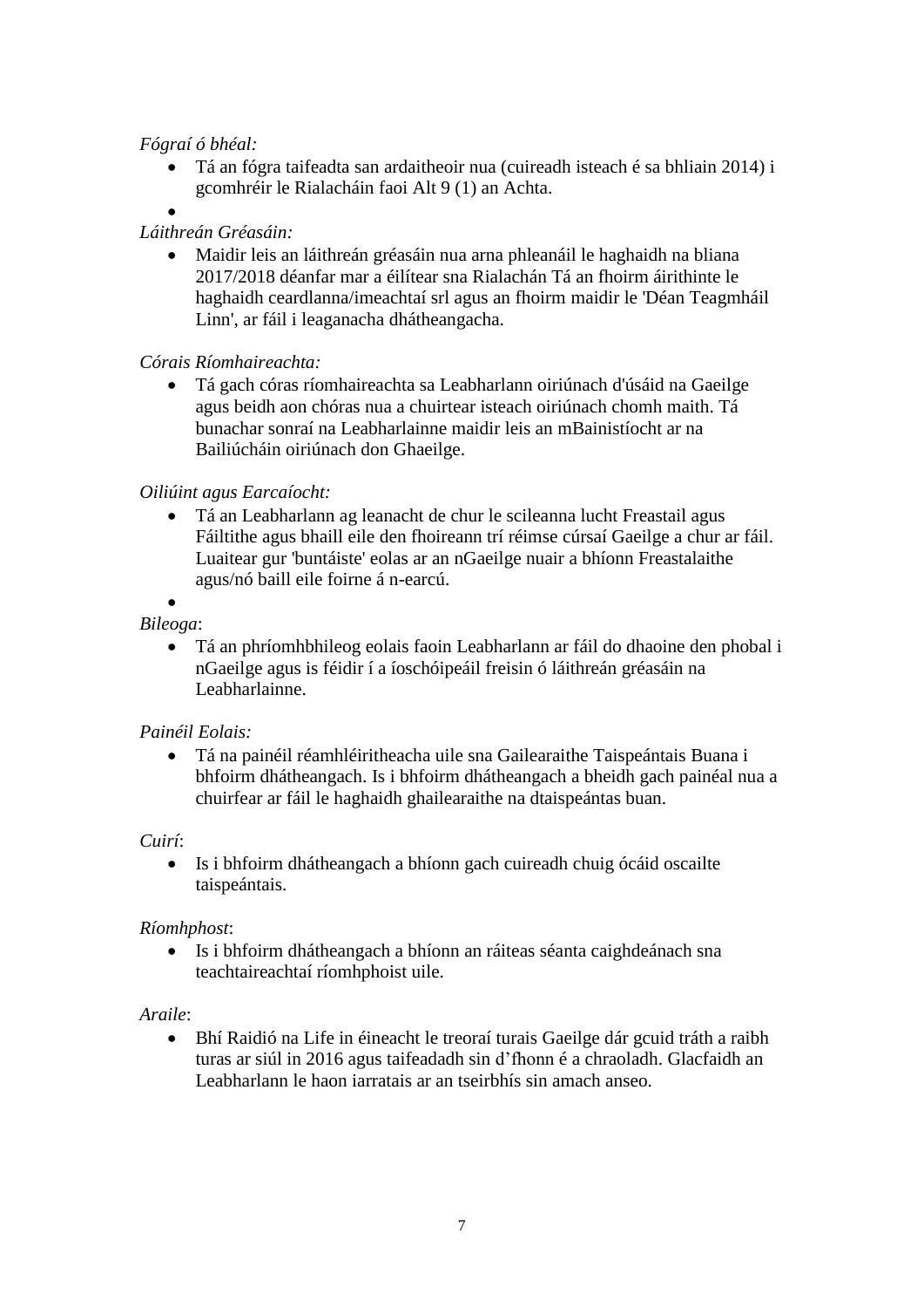*Fógraí ó bhéal:*

- Tá an fógra taifeadta san ardaitheoir nua (cuireadh isteach é sa bhliain 2014) i gcomhréir le Rialacháin faoi Alt 9 (1) an Achta.
- 

*Láithreán Gréasáin:*

- Maidir leis an láithreán gréasáin nua arna phleanáil le haghaidh na bliana 2017/2018 déanfar mar a éilítear sna Rialachán Tá an fhoirm áirithinte le haghaidh ceardlanna/imeachtaí srl agus an fhoirm maidir le 'Déan Teagmháil Linn', ar fáil i leaganacha dhátheangacha.

*Córais Ríomhaireachta:*

- Tá gach córas ríomhaireachta sa Leabharlann oiriúnach d'úsáid na Gaeilge agus beidh aon chóras nua a chuirtear isteach oiriúnach chomh maith. Tá bunachar sonraí na Leabharlainne maidir leis an mBainistíocht ar na Bailiúcháin oiriúnach don Ghaeilge.

*Oiliúint agus Earcaíocht:*

- Tá an Leabharlann ag leanacht de chur le scileanna lucht Freastail agus Fáiltithe agus bhaill eile den fhoireann trí réimse cúrsaí Gaeilge a chur ar fáil. Luaitear gur 'buntáiste' eolas ar an nGaeilge nuair a bhíonn Freastalaithe agus/nó baill eile foirne á n-earcú.
- 

*Bileoga*:

- Tá an phríomhbhileog eolais faoin Leabharlann ar fáil do dhaoine den phobal i nGaeilge agus is féidir í a íoschóipeáil freisin ó láithreán gréasáin na Leabharlainne.

*Painéil Eolais:*

- Tá na painéil réamhléiritheacha uile sna Gailearaithe Taispeántais Buana i bhfoirm dhátheangach. Is i bhfoirm dhátheangach a bheidh gach painéal nua a chuirfear ar fáil le haghaidh ghailearaithe na dtaispeántas buan.

*Cuirí*:

- Is i bhfoirm dhátheangach a bhíonn gach cuireadh chuig ócáid oscailte taispeántais.

*Ríomhphost*:

- Is i bhfoirm dhátheangach a bhíonn an ráiteas séanta caighdeánach sna teachtaireachtaí ríomhphoist uile.

*Araile*:

- Bhí Raidió na Life in éineacht le treoraí turais Gaeilge dár gcuid tráth a raibh turas ar siúl in 2016 agus taifeadadh sin d'fhonn é a chraoladh. Glacfaidh an Leabharlann le haon iarratais ar an tseirbhís sin amach anseo.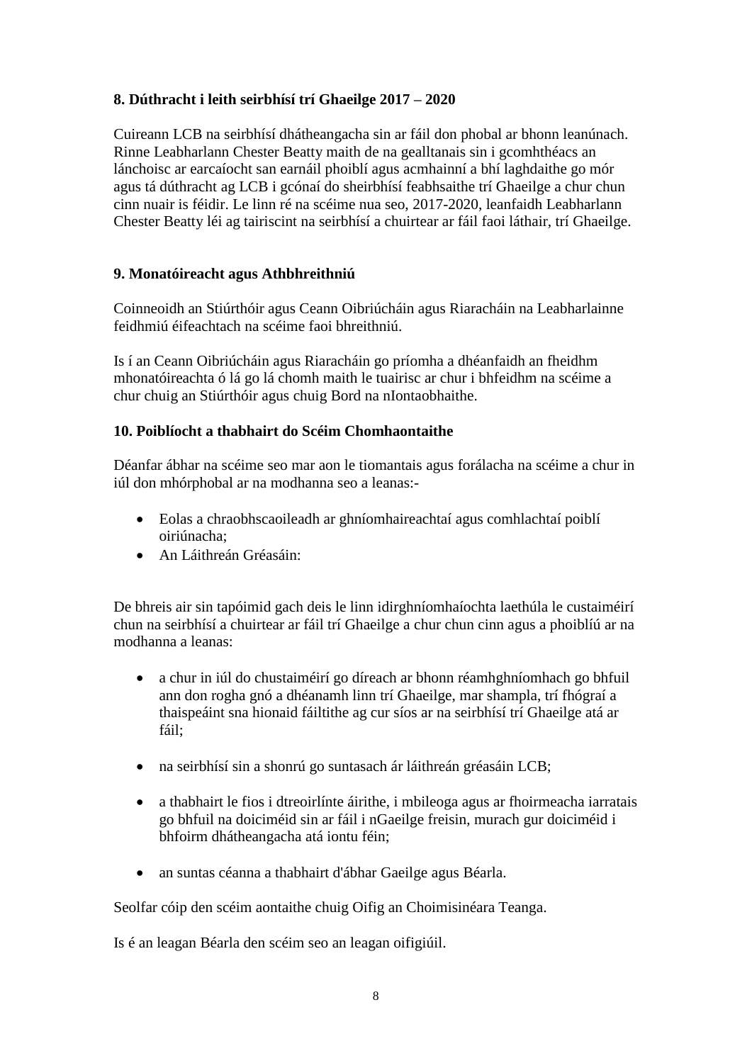**8. Dúthracht i leith seirbhísí trí Ghaeilge 2017 – 2020**

Cuireann LCB na seirbhísí dhátheangacha sin ar fáil don phobal ar bhonn leanúnach. Rinne Leabharlann Chester Beatty maith de na gealltanais sin i gcomhthéacs an lánchoisc ar earcaíocht san earnáil phoiblí agus acmhainní a bhí laghdaithe go mór agus tá dúthracht ag LCB i gcónaí do sheirbhísí feabhsaithe trí Ghaeilge a chur chun cinn nuair is féidir. Le linn ré na scéime nua seo, 2017-2020, leanfaidh Leabharlann Chester Beatty léi ag tairiscint na seirbhísí a chuirtear ar fáil faoi láthair, trí Ghaeilge.

**9. Monatóireacht agus Athbhreithniú**

Coinneoidh an Stiúrthóir agus Ceann Oibriúcháin agus Riaracháin na Leabharlainne feidhmiú éifeachtach na scéime faoi bhreithniú.

Is í an Ceann Oibriúcháin agus Riaracháin go príomha a dhéanfaidh an fheidhm mhonatóireachta ó lá go lá chomh maith le tuairisc ar chur i bhfeidhm na scéime a chur chuig an Stiúrthóir agus chuig Bord na nIontaobhaithe.

**10. Poiblíocht a thabhairt do Scéim Chomhaontaithe**

Déanfar ábhar na scéime seo mar aon le tiomantais agus forálacha na scéime a chur in iúl don mhórphobal ar na modhanna seo a leanas:-

- Eolas a chraobhscaoileadh ar ghníomhaireachtaí agus comhlachtaí poiblí oiriúnacha;
- An Láithreán Gréasáin:

De bhreis air sin tapóimid gach deis le linn idirghníomhaíochta laethúla le custaiméirí chun na seirbhísí a chuirtear ar fáil trí Ghaeilge a chur chun cinn agus a phoiblíú ar na modhanna a leanas:

- a chur in iúl do chustaiméirí go díreach ar bhonn réamhghníomhach go bhfuil ann don rogha gnó a dhéanamh linn trí Ghaeilge, mar shampla, trí fhógraí a thaispeáint sna hionaid fáiltithe ag cur síos ar na seirbhísí trí Ghaeilge atá ar fáil;
- na seirbhísí sin a shonrú go suntasach ár láithreán gréasáin LCB;
- a thabhairt le fios i dtreoirlínte áirithe, i mbileoga agus ar fhoirmeacha iarratais go bhfuil na doiciméid sin ar fáil i nGaeilge freisin, murach gur doiciméid i bhfoirm dhátheangacha atá iontu féin;
- an suntas céanna a thabhairt d'ábhar Gaeilge agus Béarla.

Seolfar cóip den scéim aontaithe chuig Oifig an Choimisinéara Teanga.

Is é an leagan Béarla den scéim seo an leagan oifigiúil.